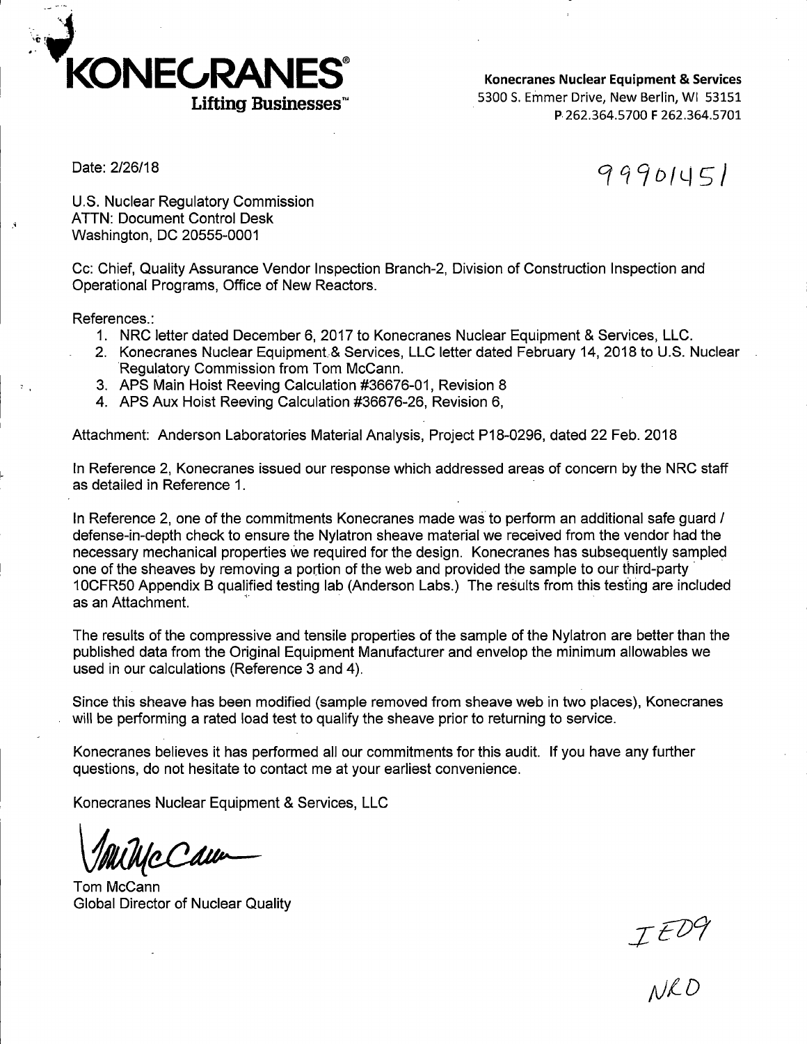**KONECRANES®**
**Lifting Businesses™**

**Konecranes Nuclear Equipment & Services**
5300 S. Emmer Drive, New Berlin, WI 53151
P 262.364.5700 F 262.364.5701

Date: 2/26/18

99901451

U.S. Nuclear Regulatory Commission
ATTN: Document Control Desk
Washington, DC 20555-0001

Cc: Chief, Quality Assurance Vendor Inspection Branch-2, Division of Construction Inspection and Operational Programs, Office of New Reactors.

References.:

1. NRC letter dated December 6, 2017 to Konecranes Nuclear Equipment & Services, LLC.
2. Konecranes Nuclear Equipment & Services, LLC letter dated February 14, 2018 to U.S. Nuclear Regulatory Commission from Tom McCann.
3. APS Main Hoist Reeving Calculation #36676-01, Revision 8
4. APS Aux Hoist Reeving Calculation #36676-26, Revision 6,

Attachment: Anderson Laboratories Material Analysis, Project P18-0296, dated 22 Feb. 2018

In Reference 2, Konecranes issued our response which addressed areas of concern by the NRC staff as detailed in Reference 1.

In Reference 2, one of the commitments Konecranes made was to perform an additional safe guard / defense-in-depth check to ensure the Nylatron sheave material we received from the vendor had the necessary mechanical properties we required for the design. Konecranes has subsequently sampled one of the sheaves by removing a portion of the web and provided the sample to our third-party 10CFR50 Appendix B qualified testing lab (Anderson Labs.) The results from this testing are included as an Attachment.

The results of the compressive and tensile properties of the sample of the Nylatron are better than the published data from the Original Equipment Manufacturer and envelop the minimum allowables we used in our calculations (Reference 3 and 4).

Since this sheave has been modified (sample removed from sheave web in two places), Konecranes will be performing a rated load test to qualify the sheave prior to returning to service.

Konecranes believes it has performed all our commitments for this audit. If you have any further questions, do not hesitate to contact me at your earliest convenience.

Konecranes Nuclear Equipment & Services, LLC

Tom McCann
Global Director of Nuclear Quality

IE09
NRO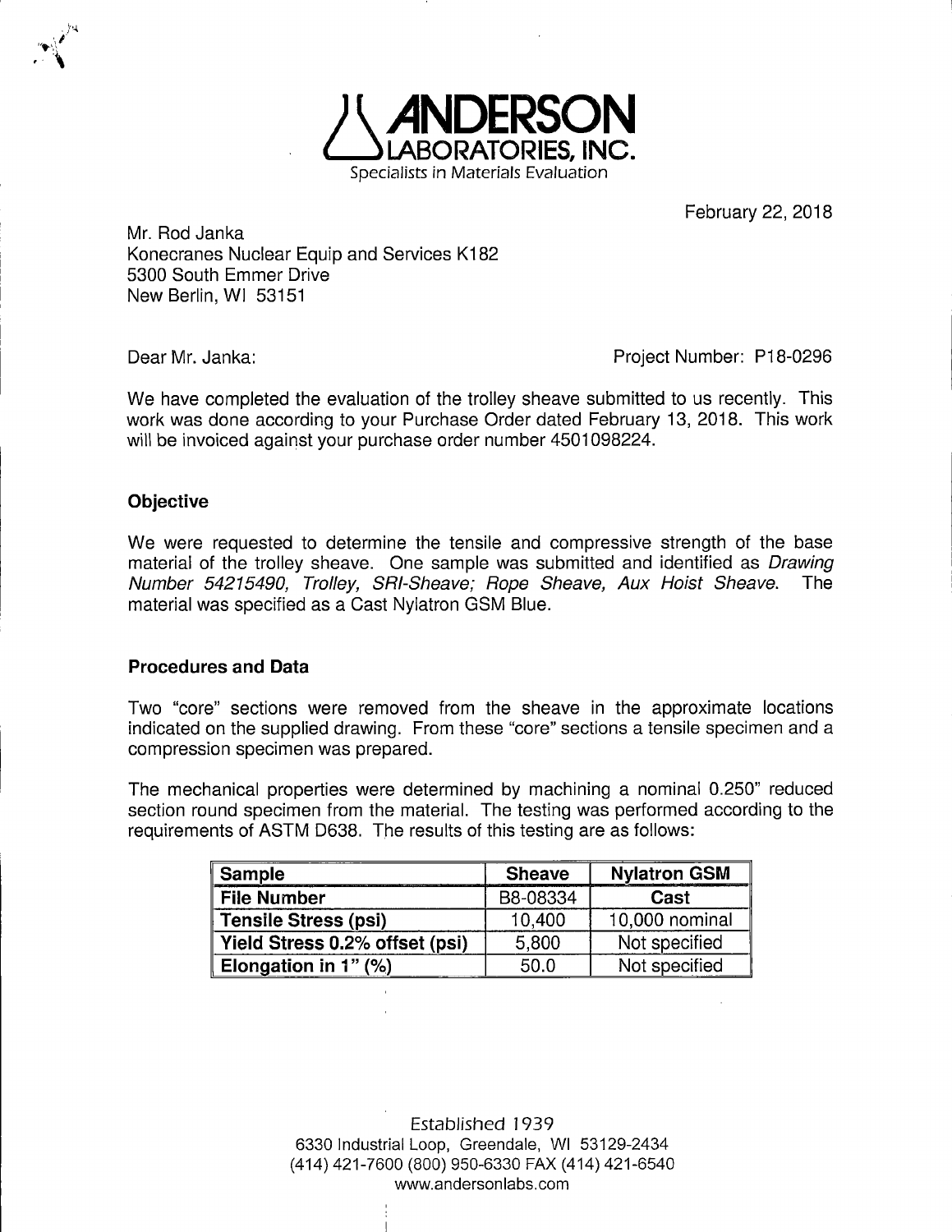**ANDERSON LABORATORIES, INC.**
Specialists in Materials Evaluation

February 22, 2018

Mr. Rod Janka
Konecranes Nuclear Equip and Services K182
5300 South Emmer Drive
New Berlin, WI 53151

Dear Mr. Janka:

Project Number: P18-0296

We have completed the evaluation of the trolley sheave submitted to us recently. This work was done according to your Purchase Order dated February 13, 2018. This work will be invoiced against your purchase order number 4501098224.

## Objective

We were requested to determine the tensile and compressive strength of the base material of the trolley sheave. One sample was submitted and identified as *Drawing Number 54215490, Trolley, SRI-Sheave; Rope Sheave, Aux Hoist Sheave*. The material was specified as a Cast Nylatron GSM Blue.

## Procedures and Data

Two "core" sections were removed from the sheave in the approximate locations indicated on the supplied drawing. From these "core" sections a tensile specimen and a compression specimen was prepared.

The mechanical properties were determined by machining a nominal 0.250" reduced section round specimen from the material. The testing was performed according to the requirements of ASTM D638. The results of this testing are as follows:

| Sample | Sheave | Nylatron GSM |
|---|---|---|
| **File Number** | B8-08334 | **Cast** |
| **Tensile Stress (psi)** | 10,400 | 10,000 nominal |
| **Yield Stress 0.2% offset (psi)** | 5,800 | Not specified |
| **Elongation in 1" (%)** | 50.0 | Not specified |

Established 1939
6330 Industrial Loop, Greendale, WI 53129-2434
(414) 421-7600 (800) 950-6330 FAX (414) 421-6540
www.andersonlabs.com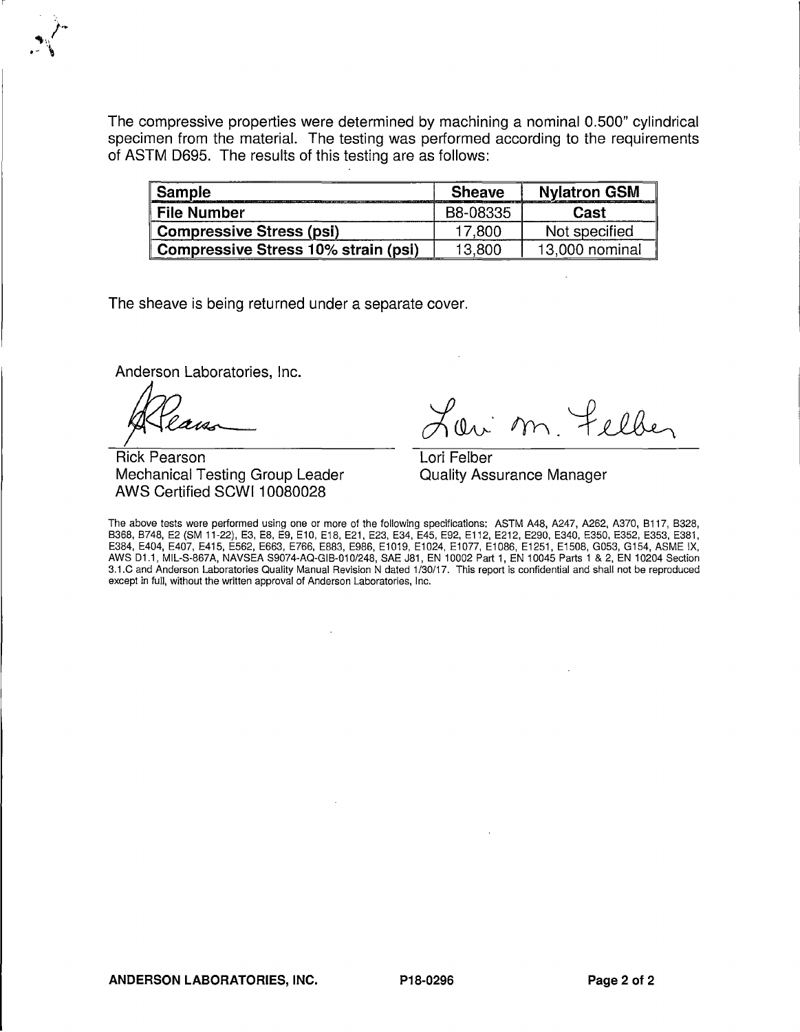The compressive properties were determined by machining a nominal 0.500" cylindrical specimen from the material. The testing was performed according to the requirements of ASTM D695. The results of this testing are as follows:

| Sample | Sheave | Nylatron GSM |
| --- | --- | --- |
| **File Number** | B8-08335 | **Cast** |
| **Compressive Stress (psi)** | 17,800 | Not specified |
| **Compressive Stress 10% strain (psi)** | 13,800 | 13,000 nominal |

The sheave is being returned under a separate cover.

Anderson Laboratories, Inc.

Rick Pearson
Mechanical Testing Group Leader
AWS Certified SCWI 10080028

Lori Felber
Quality Assurance Manager

The above tests were performed using one or more of the following specifications: ASTM A48, A247, A262, A370, B117, B328, B368, B748, E2 (SM 11-22), E3, E8, E9, E10, E18, E21, E23, E34, E45, E92, E112, E212, E290, E340, E350, E352, E353, E381, E384, E404, E407, E415, E562, E663, E766, E883, E986, E1019, E1024, E1077, E1086, E1251, E1508, G053, G154, ASME IX, AWS D1.1, MIL-S-867A, NAVSEA S9074-AQ-GIB-010/248, SAE J81, EN 10002 Part 1, EN 10045 Parts 1 & 2, EN 10204 Section 3.1.C and Anderson Laboratories Quality Manual Revision N dated 1/30/17. This report is confidential and shall not be reproduced except in full, without the written approval of Anderson Laboratories, Inc.

ANDERSON LABORATORIES, INC. P18-0296